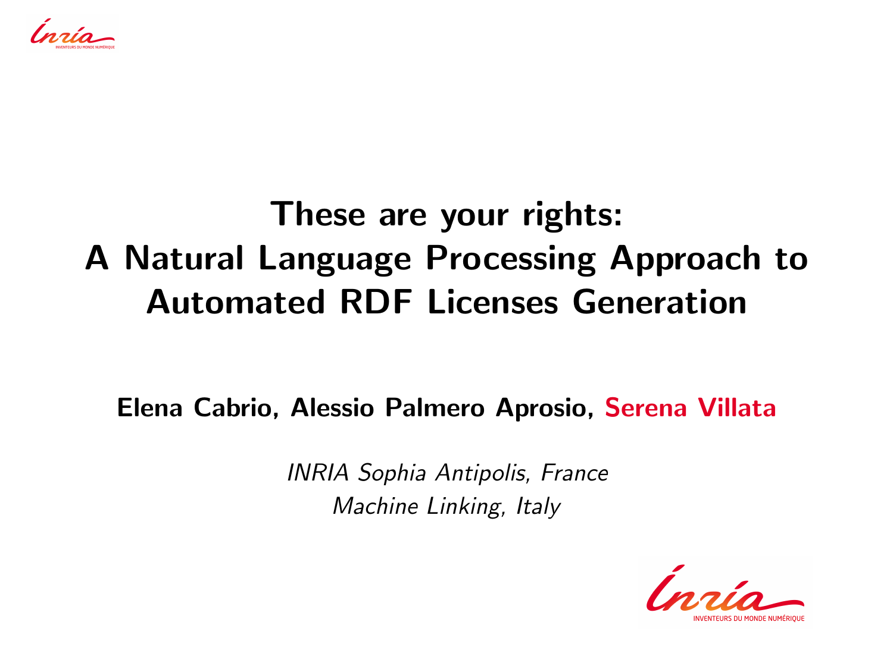# These are your rights: A Natural Language Processing Approach to Automated RDF Licenses Generation

**Elena Cabrio, Alessio Palmero Aprosio, Serena Villata**

*INRIA Sophia Antipolis, France*
*Machine Linking, Italy*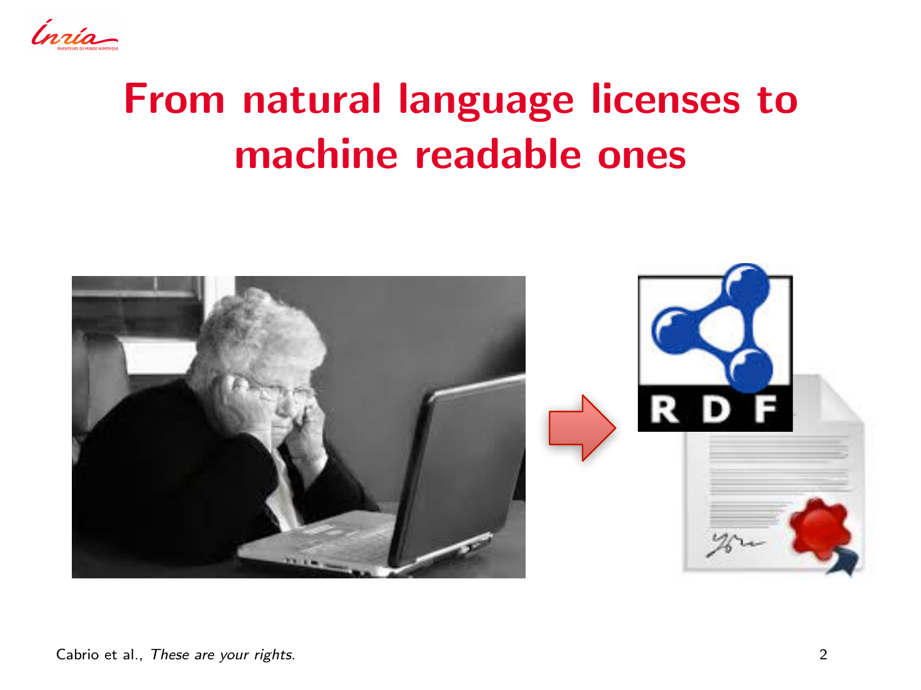# From natural language licenses to machine readable ones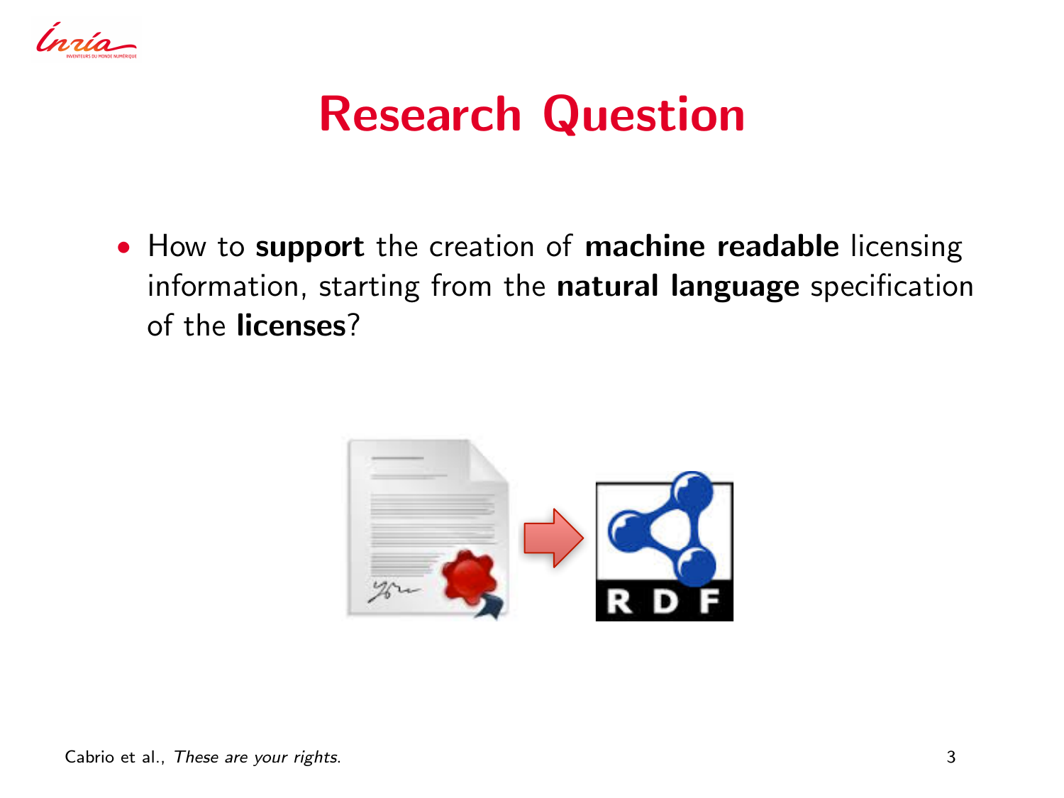# Research Question

- How to **support** the creation of **machine readable** licensing information, starting from the **natural language** specification of the **licenses**?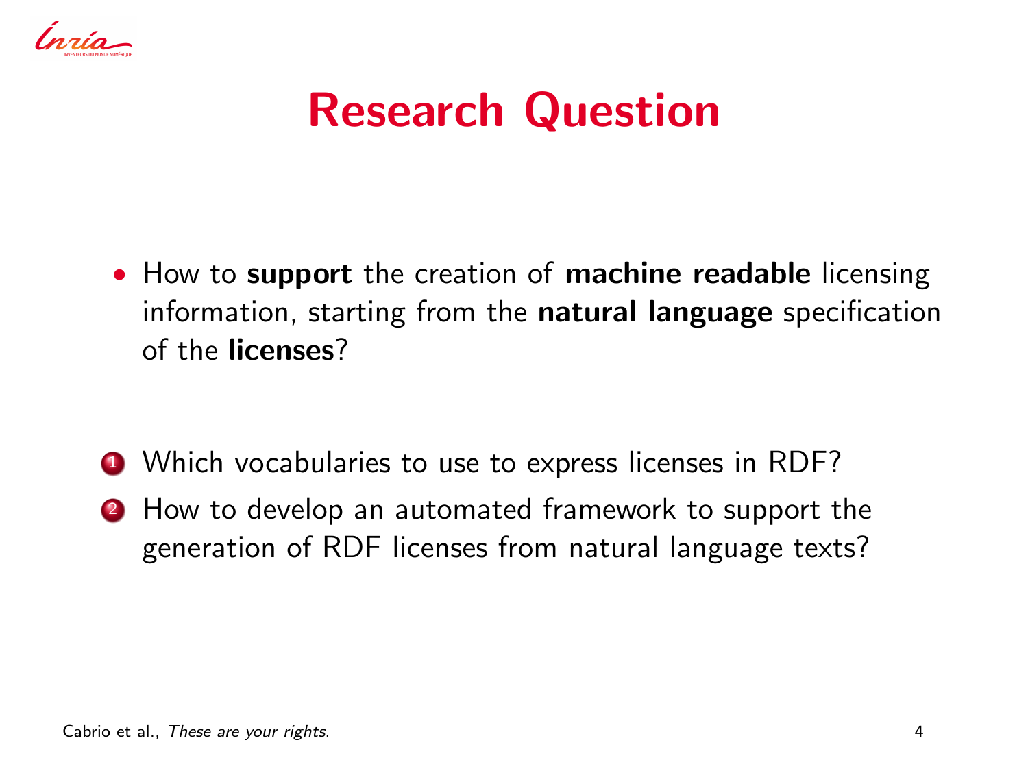# Research Question

- How to **support** the creation of **machine readable** licensing information, starting from the **natural language** specification of the **licenses**?

1. Which vocabularies to use to express licenses in RDF?
2. How to develop an automated framework to support the generation of RDF licenses from natural language texts?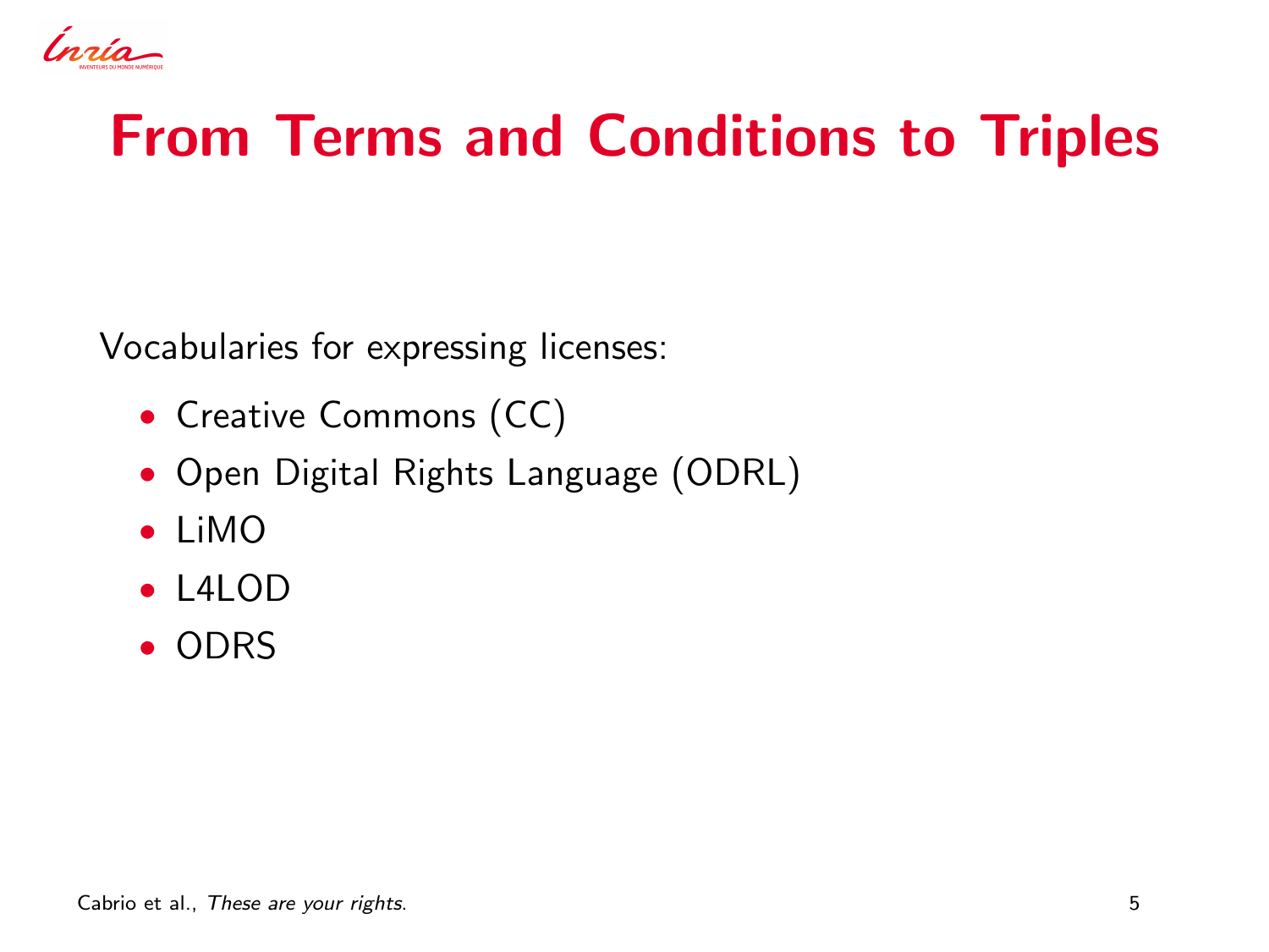# From Terms and Conditions to Triples

Vocabularies for expressing licenses:

- Creative Commons (CC)
- Open Digital Rights Language (ODRL)
- LiMO
- L4LOD
- ODRS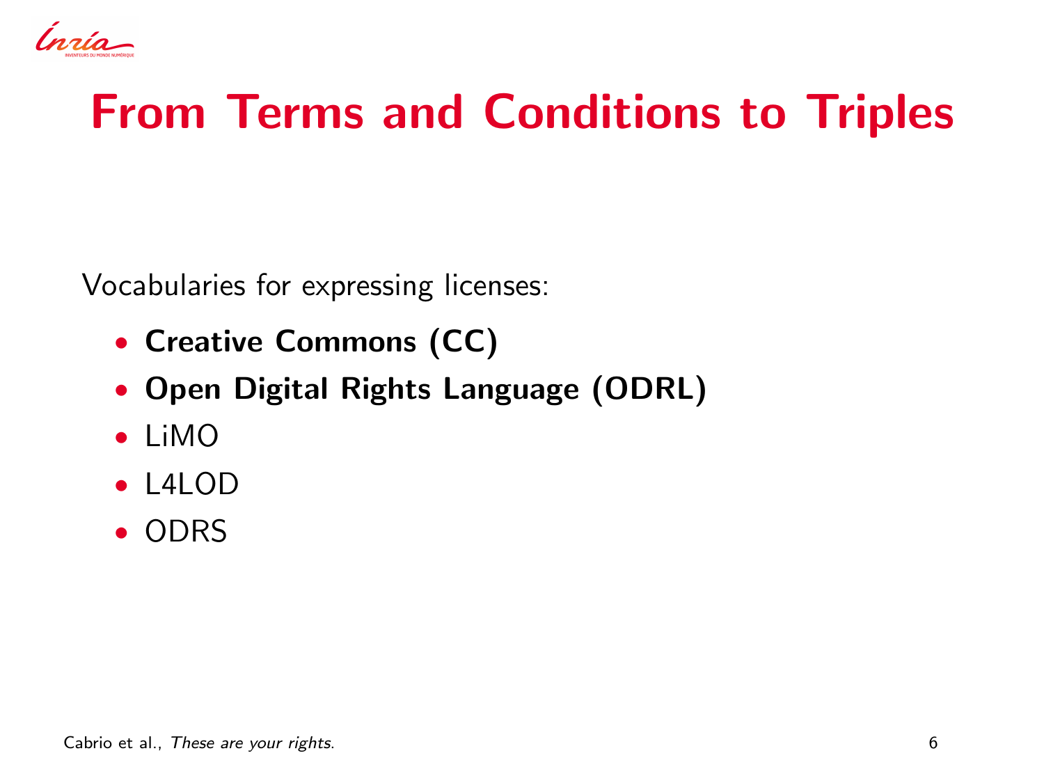# From Terms and Conditions to Triples

Vocabularies for expressing licenses:

- **Creative Commons (CC)**
- **Open Digital Rights Language (ODRL)**
- LiMO
- L4LOD
- ODRS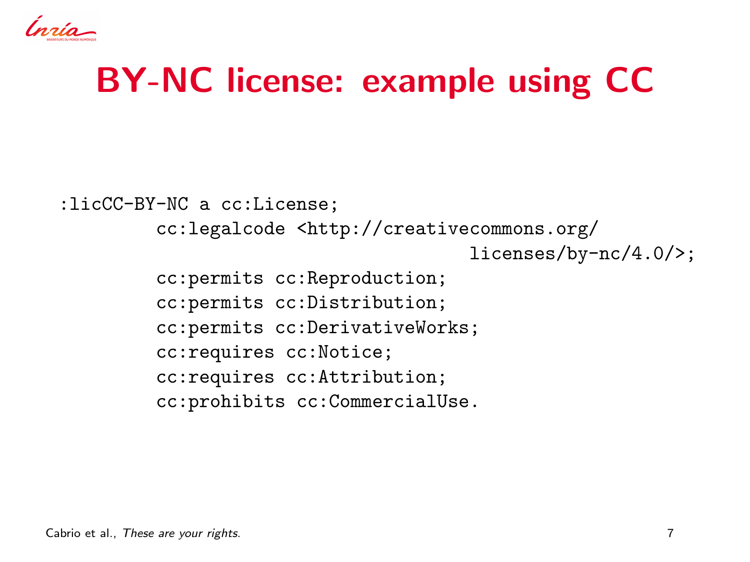# BY-NC license: example using CC

```
:licCC-BY-NC a cc:License;
        cc:legalcode <http://creativecommons.org/
                                licenses/by-nc/4.0/>;
        cc:permits cc:Reproduction;
        cc:permits cc:Distribution;
        cc:permits cc:DerivativeWorks;
        cc:requires cc:Notice;
        cc:requires cc:Attribution;
        cc:prohibits cc:CommercialUse.
```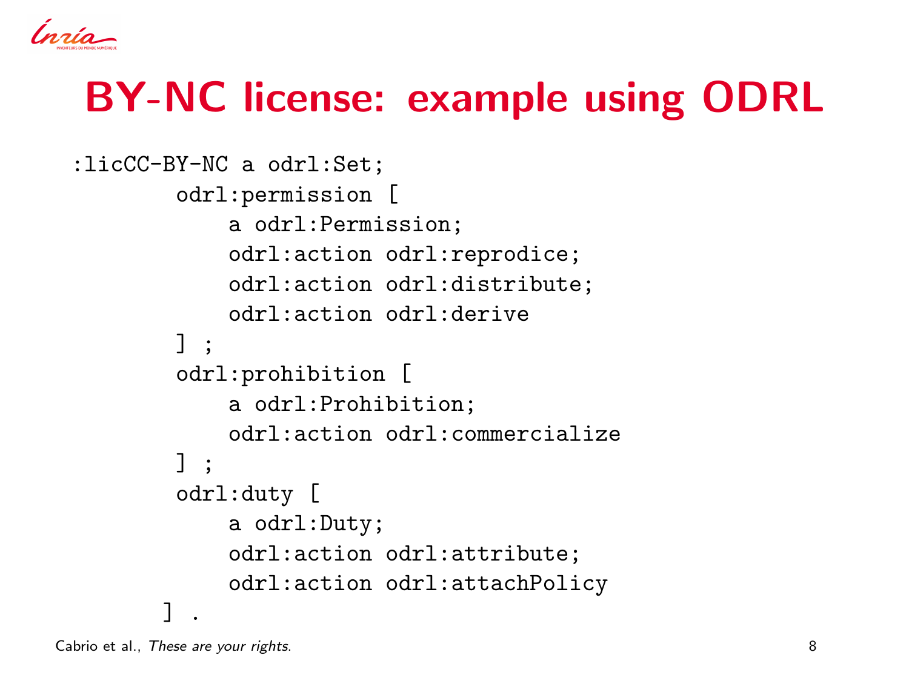# BY-NC license: example using ODRL

```
:licCC-BY-NC a odrl:Set;
        odrl:permission [
            a odrl:Permission;
            odrl:action odrl:reprodice;
            odrl:action odrl:distribute;
            odrl:action odrl:derive
        ] ;
        odrl:prohibition [
            a odrl:Prohibition;
            odrl:action odrl:commercialize
        ] ;
        odrl:duty [
            a odrl:Duty;
            odrl:action odrl:attribute;
            odrl:action odrl:attachPolicy
       ] .
```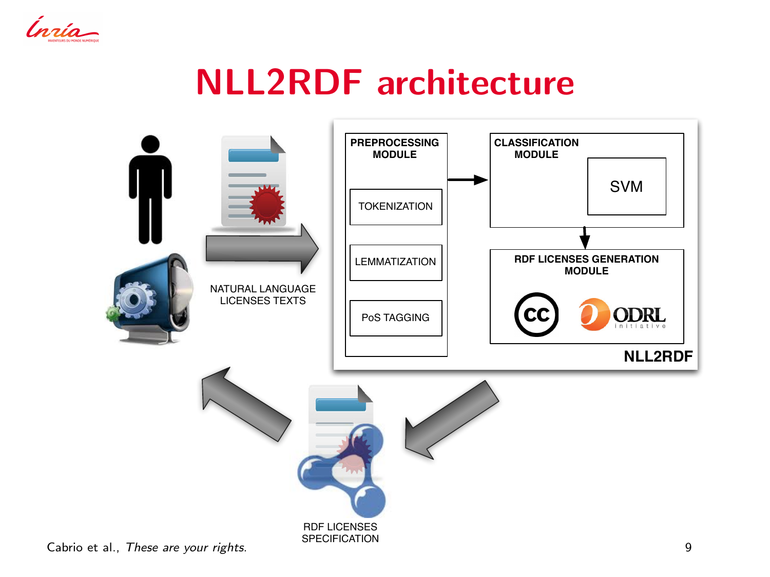# NLL2RDF architecture

PREPROCESSING MODULE

- TOKENIZATION
- LEMMATIZATION
- PoS TAGGING

CLASSIFICATION MODULE

- SVM

RDF LICENSES GENERATION MODULE

NLL2RDF

NATURAL LANGUAGE LICENSES TEXTS

RDF LICENSES SPECIFICATION

Cabrio et al., *These are your rights.*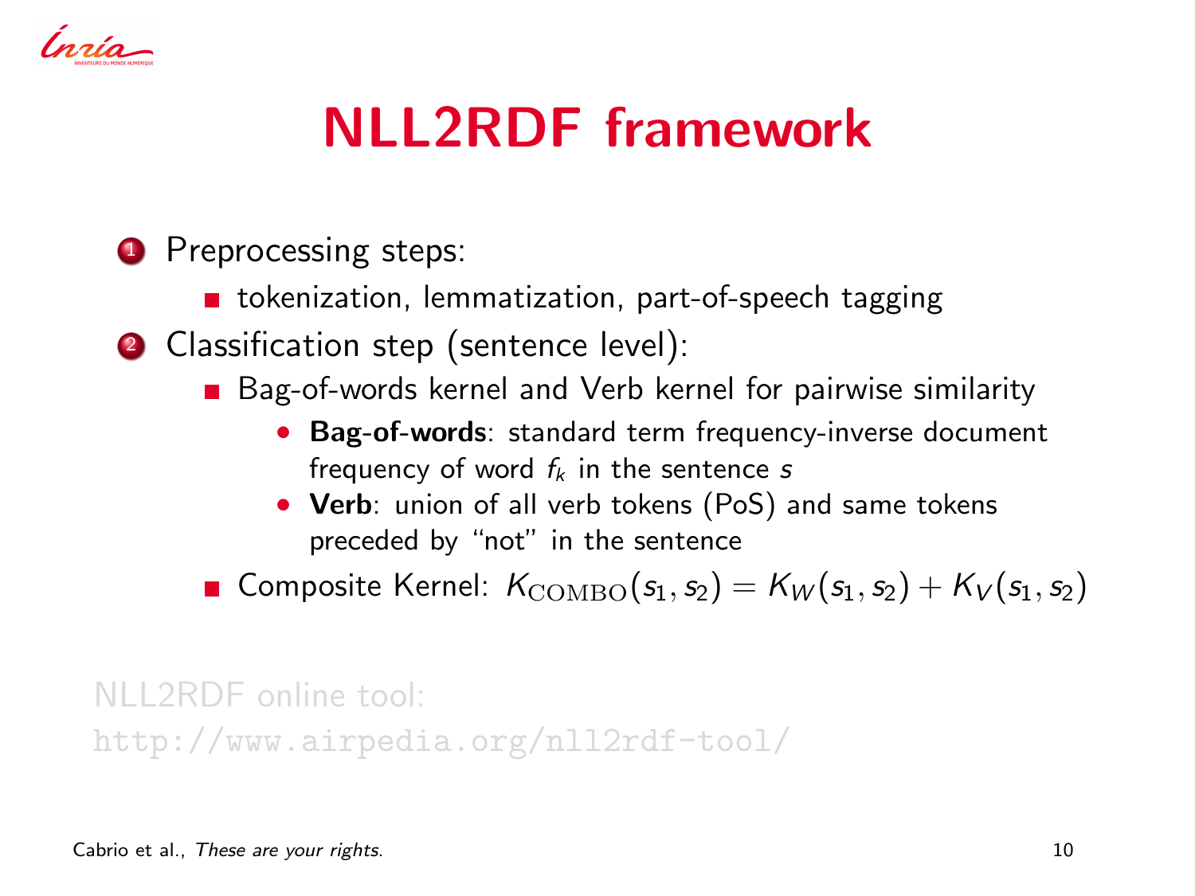# NLL2RDF framework

1. Preprocessing steps:
   - tokenization, lemmatization, part-of-speech tagging
2. Classification step (sentence level):
   - Bag-of-words kernel and Verb kernel for pairwise similarity
     - **Bag-of-words**: standard term frequency-inverse document frequency of word $f_k$ in the sentence $s$
     - **Verb**: union of all verb tokens (PoS) and same tokens preceded by "not" in the sentence
   - Composite Kernel: $K_{\mathrm{COMBO}}(s_1, s_2) = K_W(s_1, s_2) + K_V(s_1, s_2)$

NLL2RDF online tool:
`http://www.airpedia.org/nll2rdf-tool/`

Cabrio et al., *These are your rights.*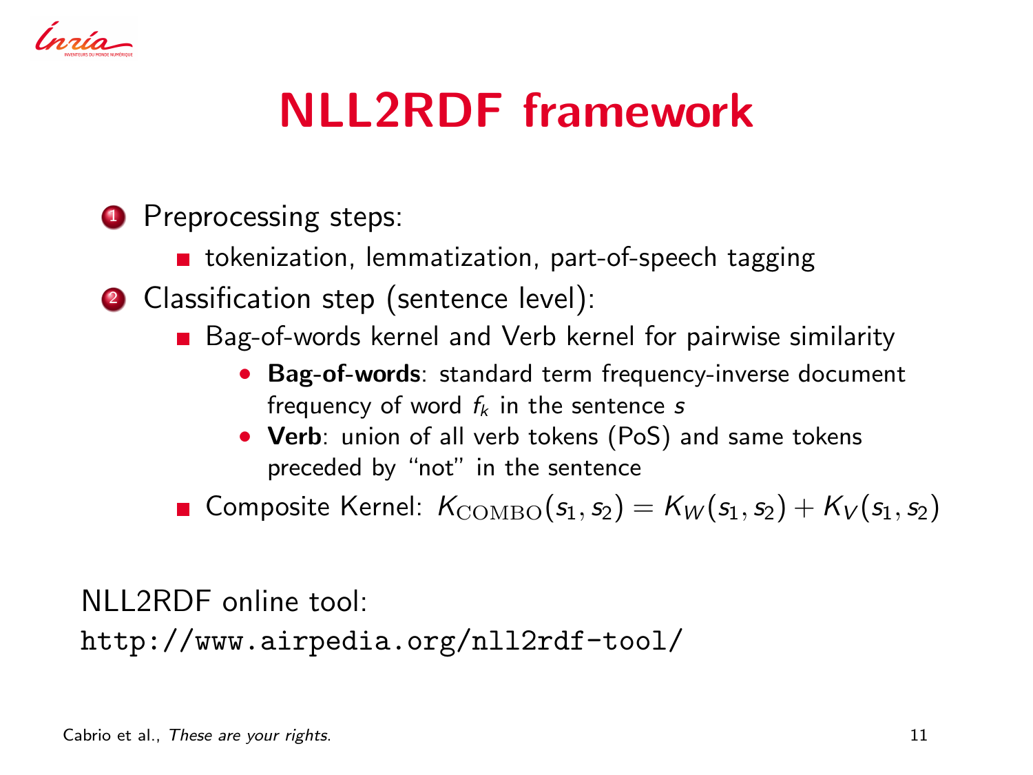# NLL2RDF framework

1. Preprocessing steps:
   - tokenization, lemmatization, part-of-speech tagging
2. Classification step (sentence level):
   - Bag-of-words kernel and Verb kernel for pairwise similarity
     - **Bag-of-words**: standard term frequency-inverse document frequency of word $f_k$ in the sentence $s$
     - **Verb**: union of all verb tokens (PoS) and same tokens preceded by "not" in the sentence
   - Composite Kernel: $K_{\mathrm{COMBO}}(s_1, s_2) = K_W(s_1, s_2) + K_V(s_1, s_2)$

NLL2RDF online tool:
`http://www.airpedia.org/nll2rdf-tool/`

Cabrio et al., *These are your rights.*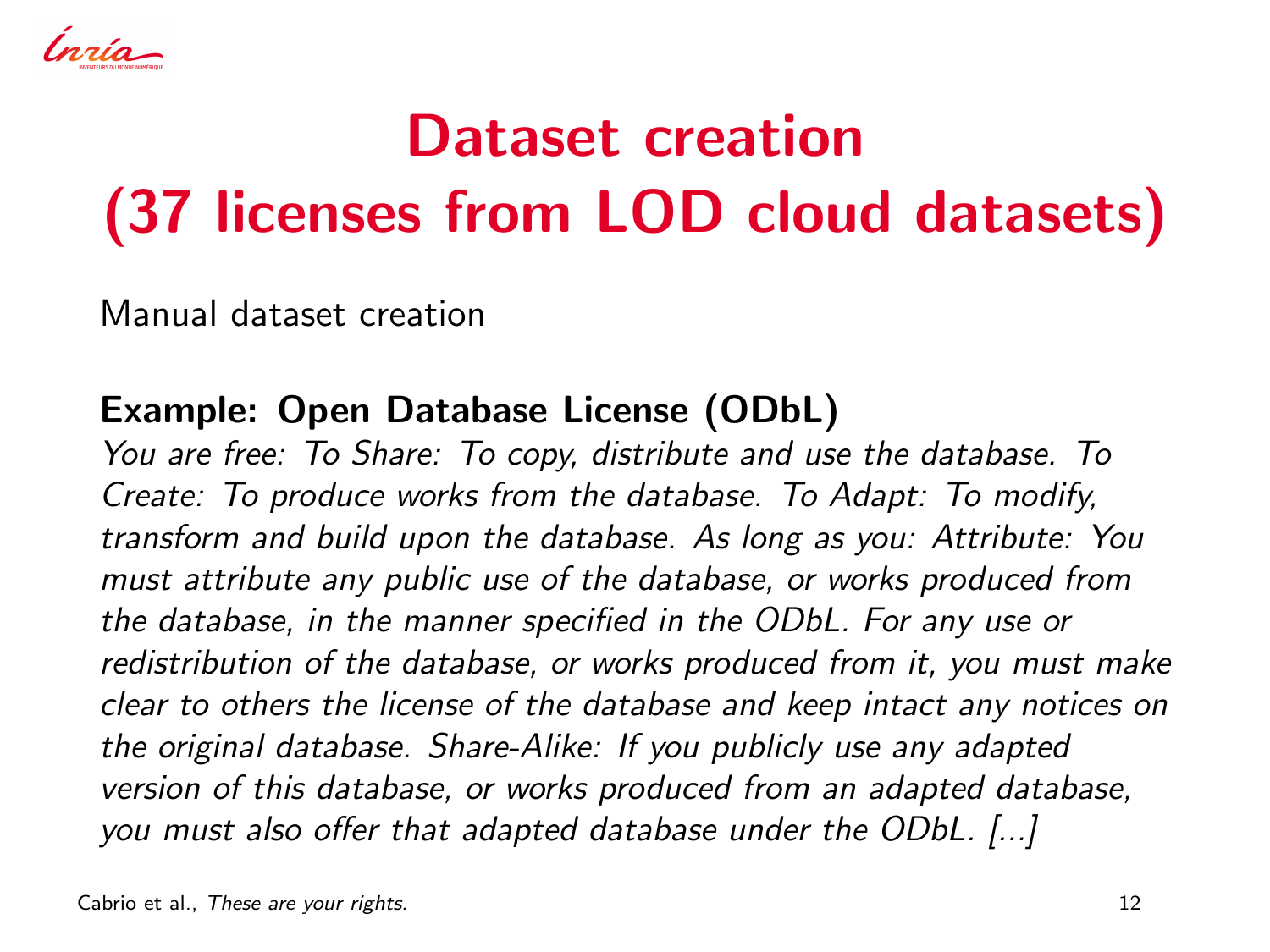# Dataset creation (37 licenses from LOD cloud datasets)

Manual dataset creation

**Example: Open Database License (ODbL)**

*You are free: To Share: To copy, distribute and use the database. To Create: To produce works from the database. To Adapt: To modify, transform and build upon the database. As long as you: Attribute: You must attribute any public use of the database, or works produced from the database, in the manner specified in the ODbL. For any use or redistribution of the database, or works produced from it, you must make clear to others the license of the database and keep intact any notices on the original database. Share-Alike: If you publicly use any adapted version of this database, or works produced from an adapted database, you must also offer that adapted database under the ODbL. [...]*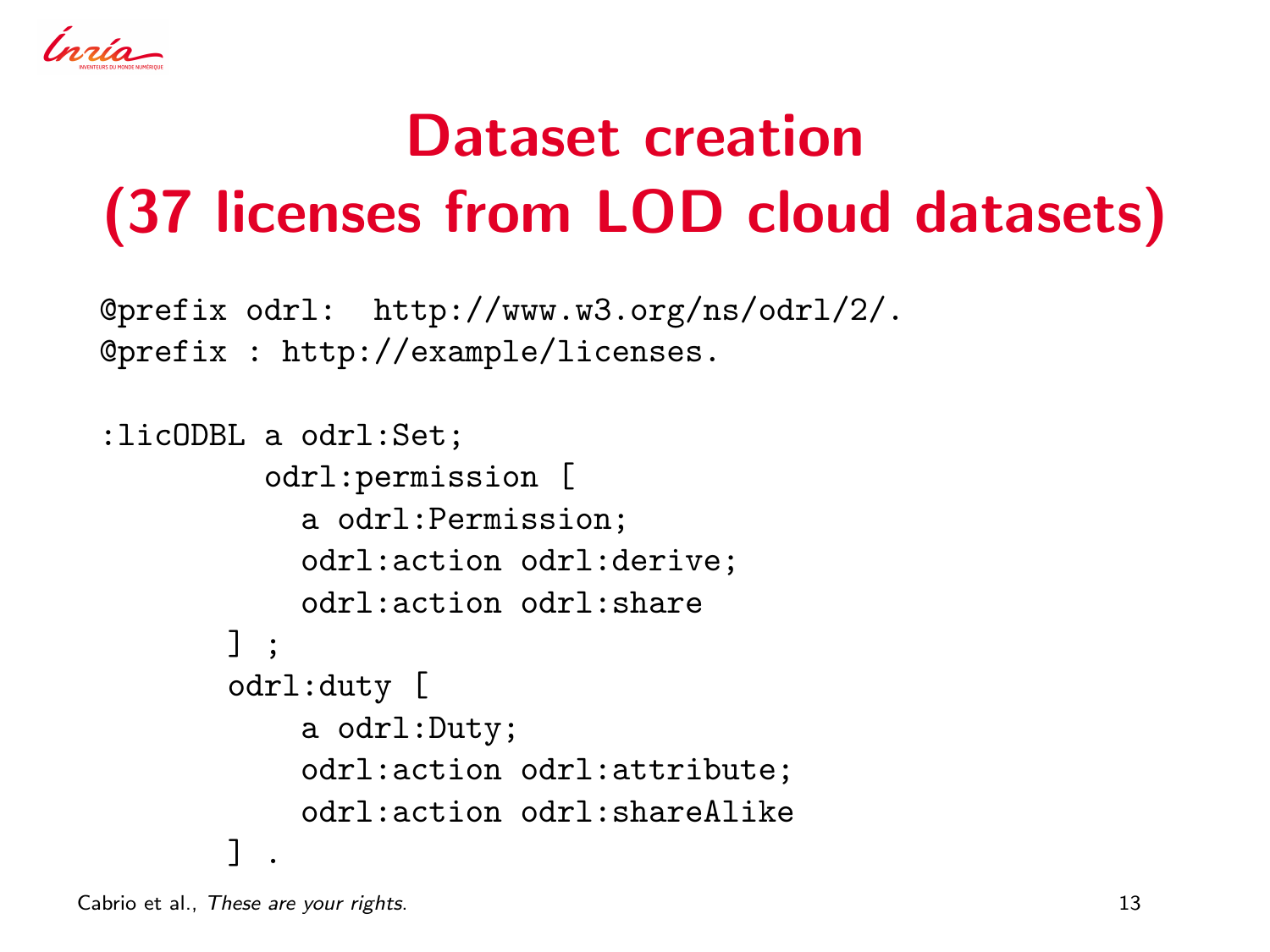# Dataset creation (37 licenses from LOD cloud datasets)

```
@prefix odrl:  http://www.w3.org/ns/odrl/2/.
@prefix : http://example/licenses.

:licODBL a odrl:Set;
         odrl:permission [
           a odrl:Permission;
           odrl:action odrl:derive;
           odrl:action odrl:share
       ] ;
       odrl:duty [
           a odrl:Duty;
           odrl:action odrl:attribute;
           odrl:action odrl:shareAlike
       ] .
```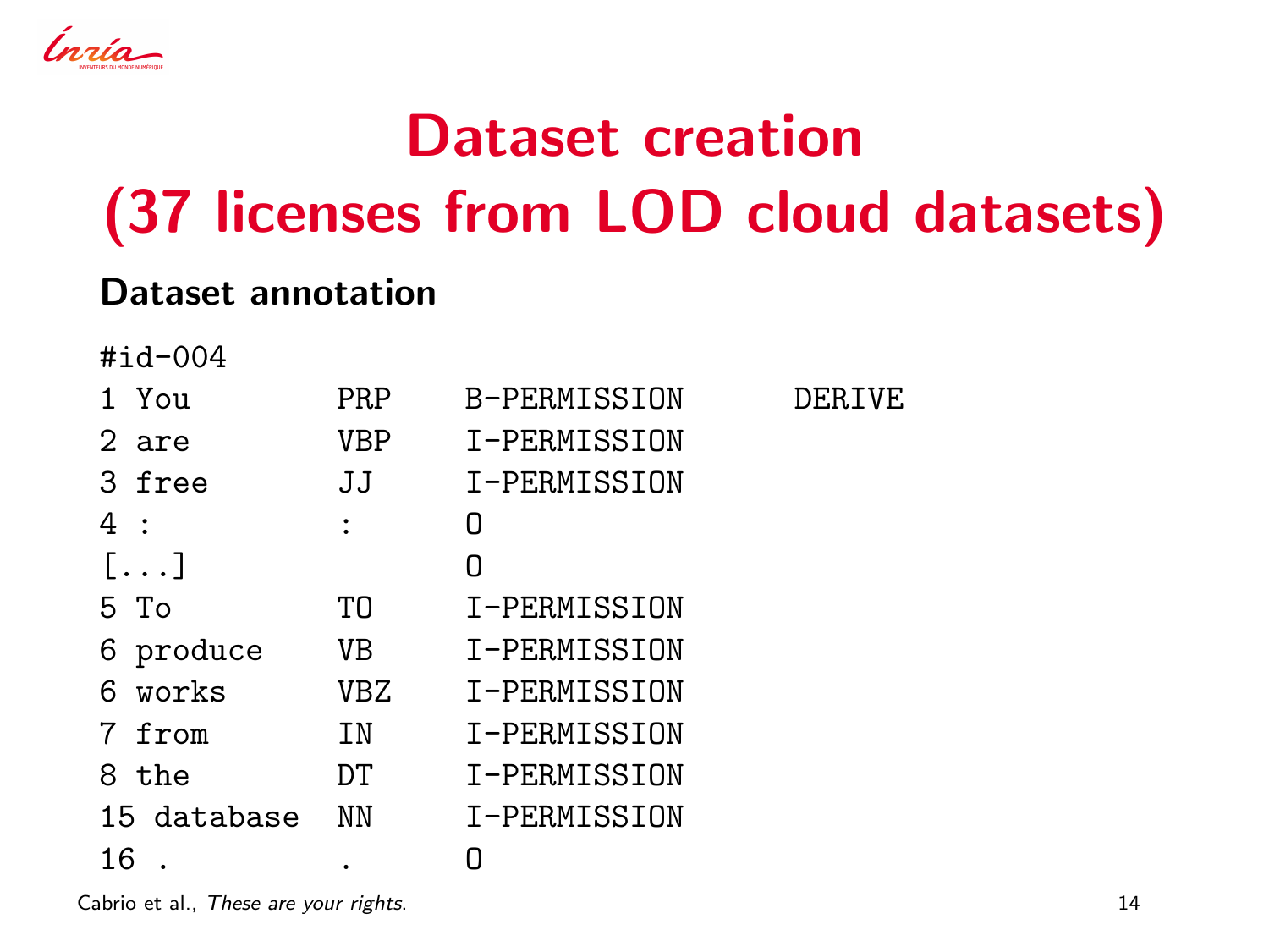# Dataset creation (37 licenses from LOD cloud datasets)

### Dataset annotation

```
#id-004
1 You        PRP   B-PERMISSION     DERIVE
2 are        VBP   I-PERMISSION
3 free       JJ    I-PERMISSION
4 :          :     O
[...]              O
5 To         TO    I-PERMISSION
6 produce    VB    I-PERMISSION
6 works      VBZ   I-PERMISSION
7 from       IN    I-PERMISSION
8 the        DT    I-PERMISSION
15 database  NN    I-PERMISSION
16 .         .     O
```

Cabrio et al., *These are your rights.*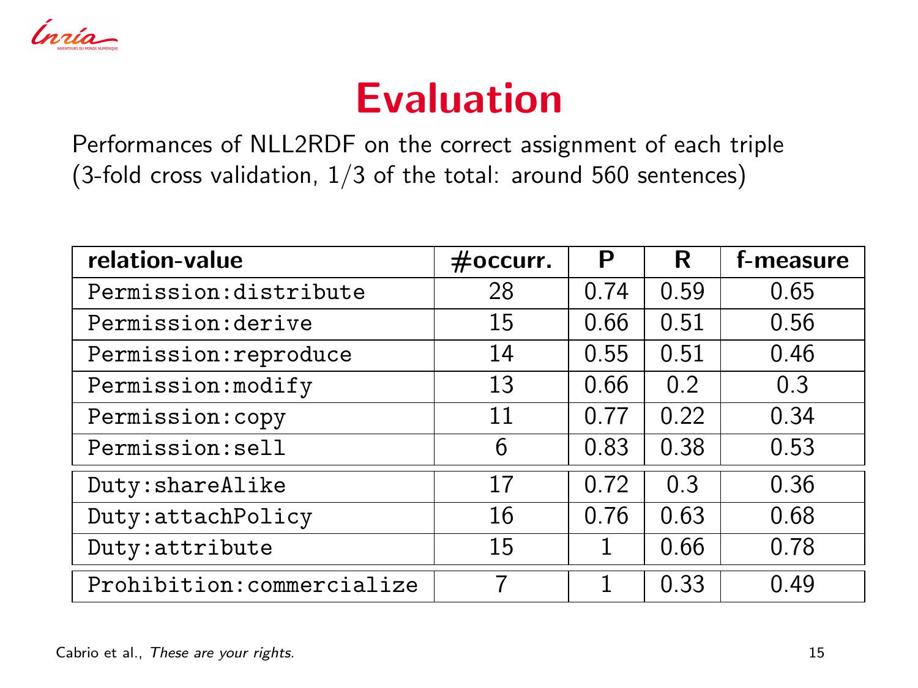# Evaluation

Performances of NLL2RDF on the correct assignment of each triple (3-fold cross validation, 1/3 of the total: around 560 sentences)

| relation-value | #occurr. | P | R | f-measure |
|---|---|---|---|---|
| Permission:distribute | 28 | 0.74 | 0.59 | 0.65 |
| Permission:derive | 15 | 0.66 | 0.51 | 0.56 |
| Permission:reproduce | 14 | 0.55 | 0.51 | 0.46 |
| Permission:modify | 13 | 0.66 | 0.2 | 0.3 |
| Permission:copy | 11 | 0.77 | 0.22 | 0.34 |
| Permission:sell | 6 | 0.83 | 0.38 | 0.53 |
| Duty:shareAlike | 17 | 0.72 | 0.3 | 0.36 |
| Duty:attachPolicy | 16 | 0.76 | 0.63 | 0.68 |
| Duty:attribute | 15 | 1 | 0.66 | 0.78 |
| Prohibition:commercialize | 7 | 1 | 0.33 | 0.49 |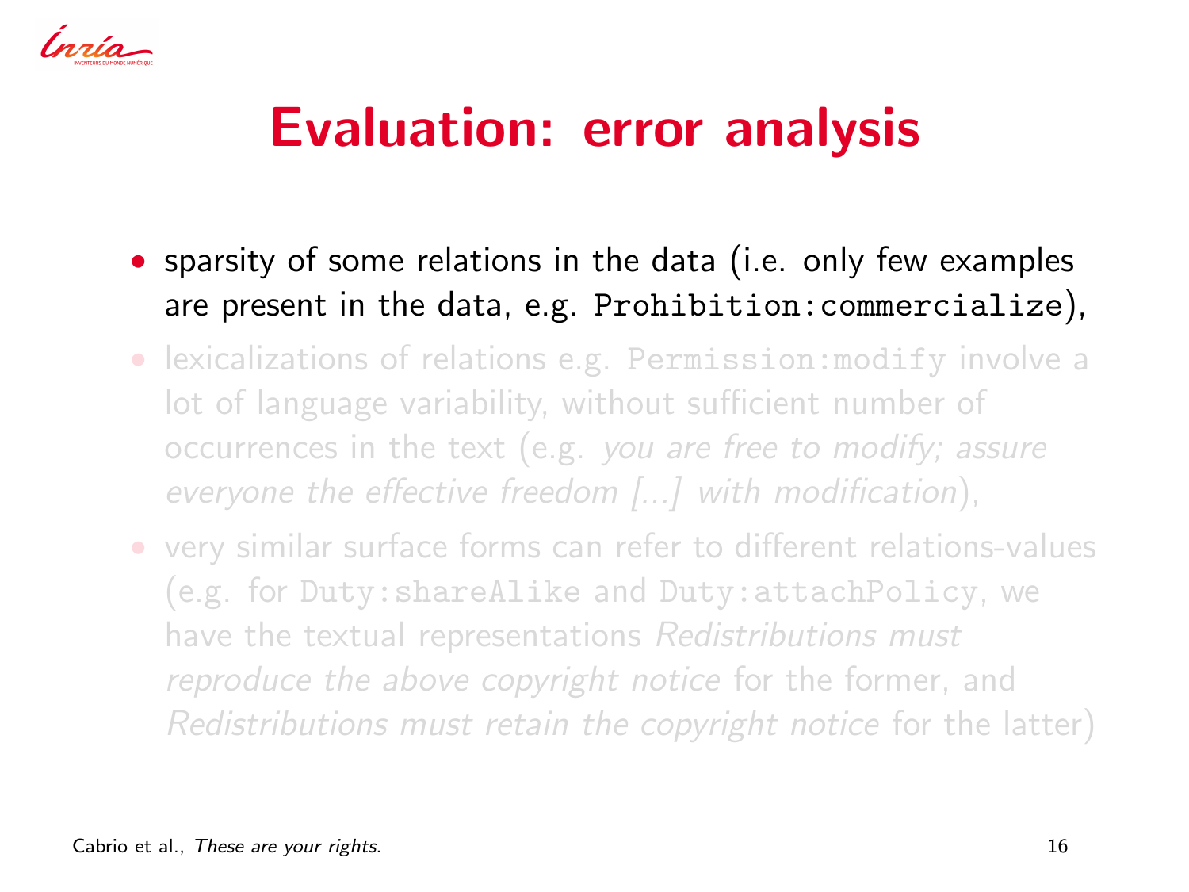# Evaluation: error analysis

- sparsity of some relations in the data (i.e. only few examples are present in the data, e.g. `Prohibition:commercialize`),
- lexicalizations of relations e.g. `Permission:modify` involve a lot of language variability, without sufficient number of occurrences in the text (e.g. *you are free to modify; assure everyone the effective freedom [...] with modification*),
- very similar surface forms can refer to different relations-values (e.g. for `Duty:shareAlike` and `Duty:attachPolicy`, we have the textual representations *Redistributions must reproduce the above copyright notice* for the former, and *Redistributions must retain the copyright notice* for the latter)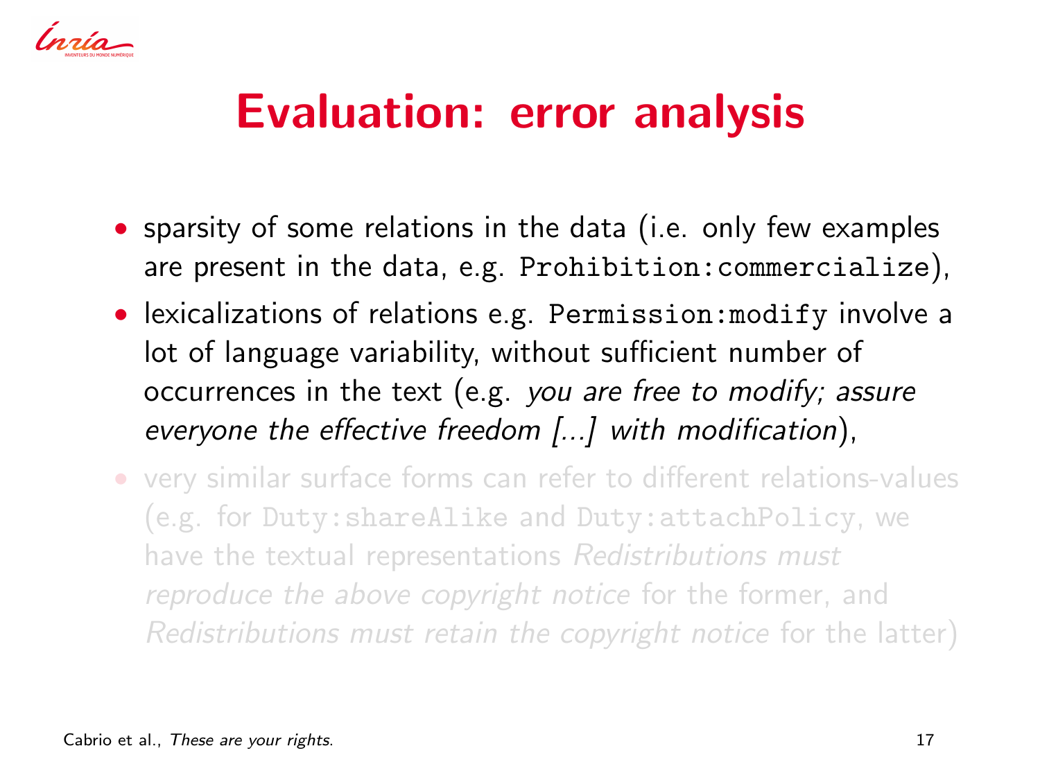# Evaluation: error analysis

- sparsity of some relations in the data (i.e. only few examples are present in the data, e.g. `Prohibition:commercialize`),
- lexicalizations of relations e.g. `Permission:modify` involve a lot of language variability, without sufficient number of occurrences in the text (e.g. *you are free to modify; assure everyone the effective freedom [...] with modification*),
- very similar surface forms can refer to different relations-values (e.g. for `Duty:shareAlike` and `Duty:attachPolicy`, we have the textual representations *Redistributions must reproduce the above copyright notice* for the former, and *Redistributions must retain the copyright notice* for the latter)

Cabrio et al., *These are your rights.*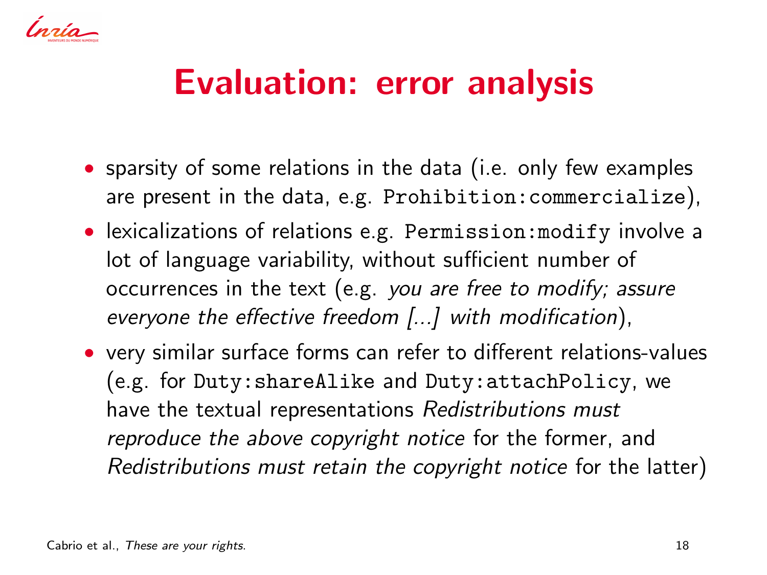# Evaluation: error analysis

- sparsity of some relations in the data (i.e. only few examples are present in the data, e.g. `Prohibition:commercialize`),
- lexicalizations of relations e.g. `Permission:modify` involve a lot of language variability, without sufficient number of occurrences in the text (e.g. *you are free to modify; assure everyone the effective freedom [...] with modification*),
- very similar surface forms can refer to different relations-values (e.g. for `Duty:shareAlike` and `Duty:attachPolicy`, we have the textual representations *Redistributions must reproduce the above copyright notice* for the former, and *Redistributions must retain the copyright notice* for the latter)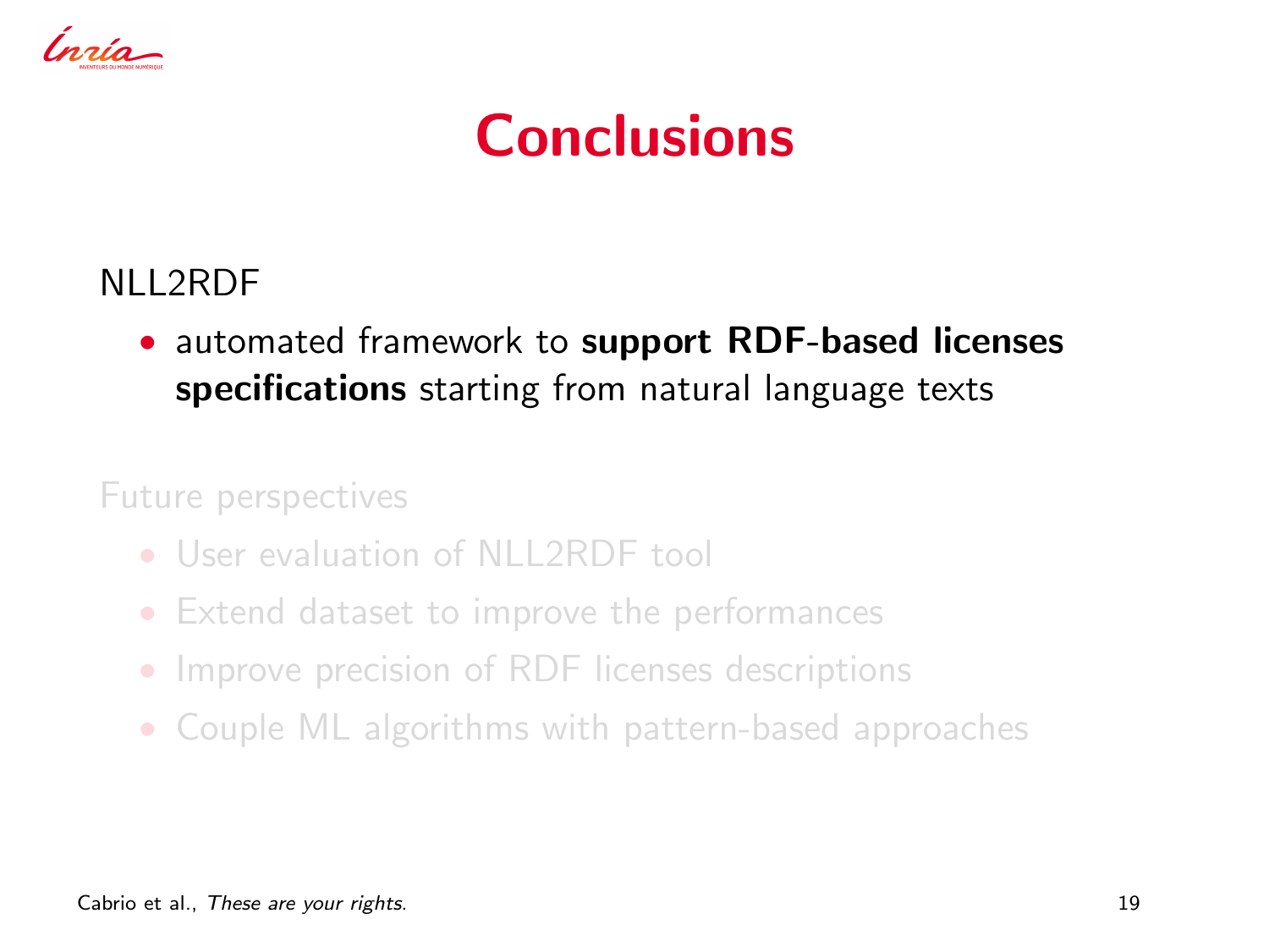# Conclusions

NLL2RDF

- automated framework to **support RDF-based licenses specifications** starting from natural language texts

Future perspectives

- User evaluation of NLL2RDF tool
- Extend dataset to improve the performances
- Improve precision of RDF licenses descriptions
- Couple ML algorithms with pattern-based approaches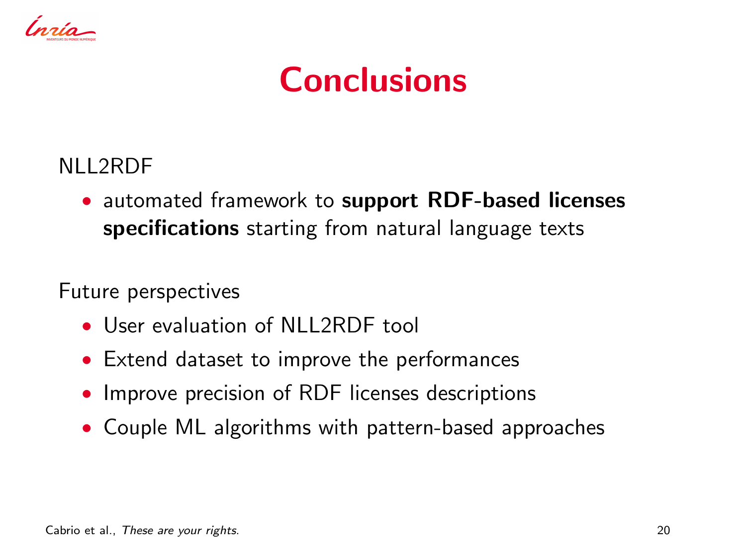# Conclusions

NLL2RDF

- automated framework to **support RDF-based licenses specifications** starting from natural language texts

Future perspectives

- User evaluation of NLL2RDF tool
- Extend dataset to improve the performances
- Improve precision of RDF licenses descriptions
- Couple ML algorithms with pattern-based approaches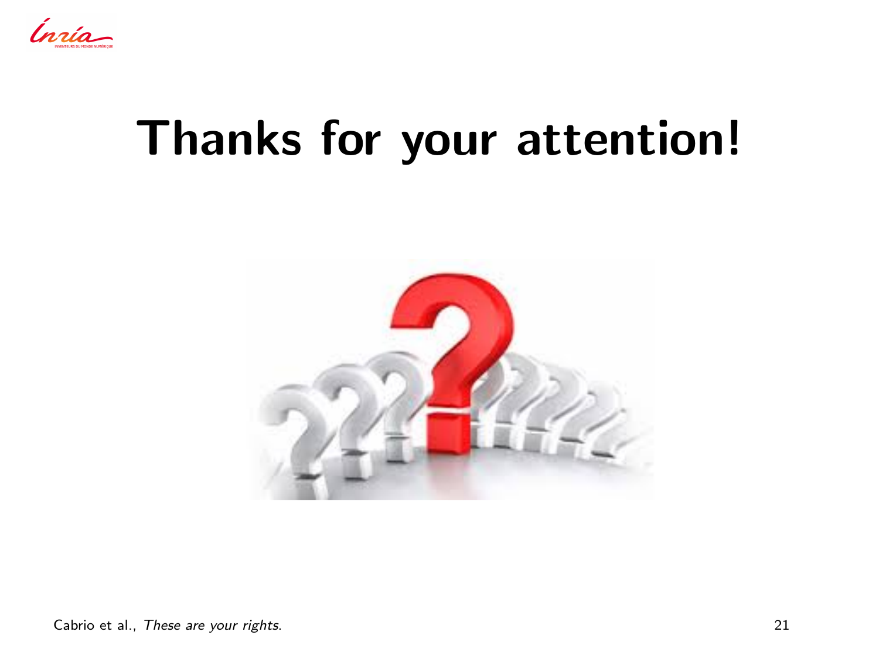# Thanks for your attention!